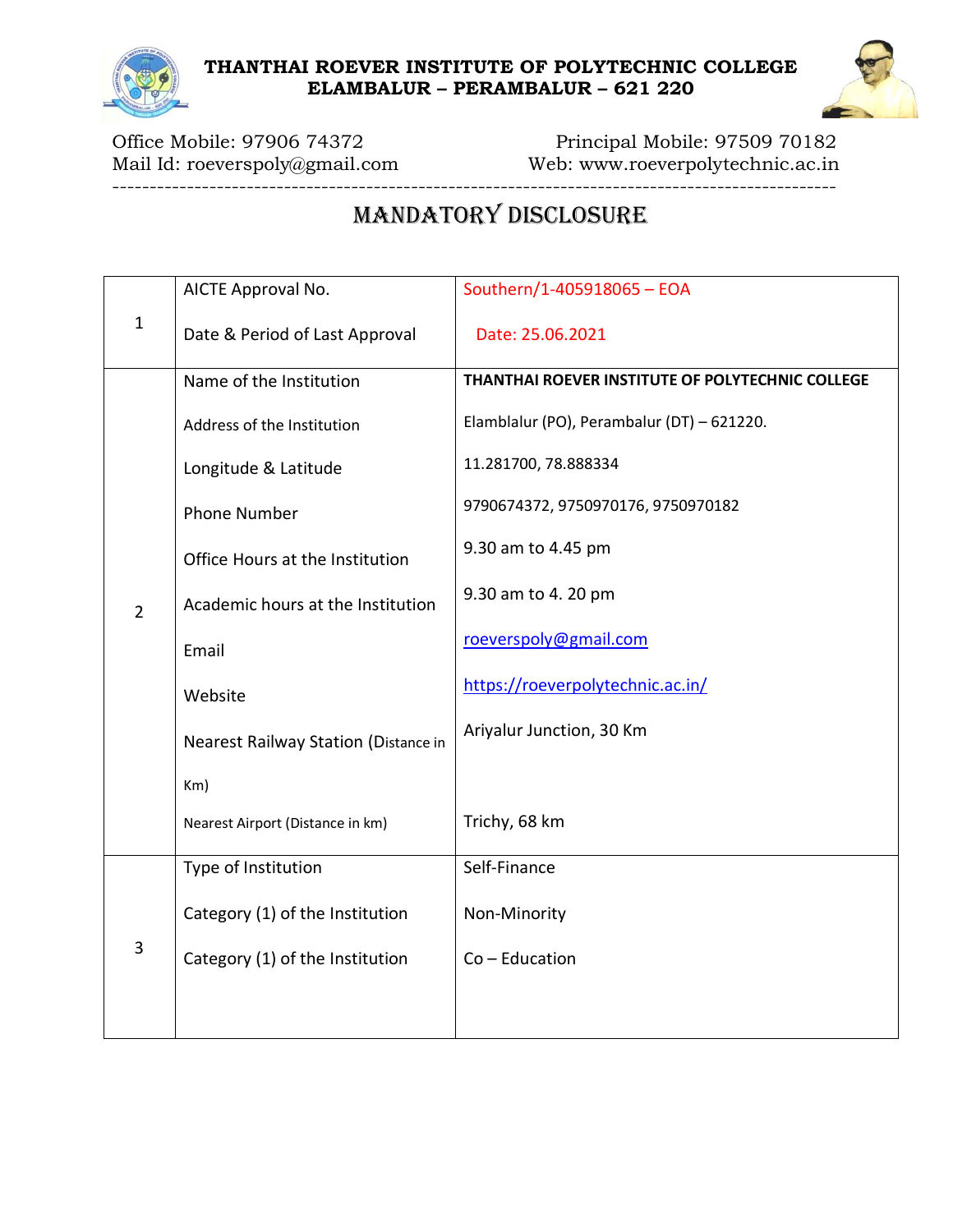**THANTHAI ROEVER INSTITUTE OF POLYTECHNIC COLLEGE**
**ELAMBALUR – PERAMBALUR – 621 220**

Office Mobile: 97906 74372 | Principal Mobile: 97509 70182
Mail Id: roeverspoly@gmail.com | Web: www.roeverpolytechnic.ac.in

---

# MANDATORY DISCLOSURE

| | | |
|---|---|---|
| 1 | AICTE Approval No. | Southern/1-405918065 – EOA |
| | Date & Period of Last Approval | Date: 25.06.2021 |
| 2 | Name of the Institution | **THANTHAI ROEVER INSTITUTE OF POLYTECHNIC COLLEGE** |
| | Address of the Institution | Elamblalur (PO), Perambalur (DT) – 621220. |
| | Longitude & Latitude | 11.281700, 78.888334 |
| | Phone Number | 9790674372, 9750970176, 9750970182 |
| | Office Hours at the Institution | 9.30 am to 4.45 pm |
| | Academic hours at the Institution | 9.30 am to 4. 20 pm |
| | Email | roeverspoly@gmail.com |
| | Website | https://roeverpolytechnic.ac.in/ |
| | Nearest Railway Station (Distance in Km) | Ariyalur Junction, 30 Km |
| | Nearest Airport (Distance in km) | Trichy, 68 km |
| 3 | Type of Institution | Self-Finance |
| | Category (1) of the Institution | Non-Minority |
| | Category (1) of the Institution | Co – Education |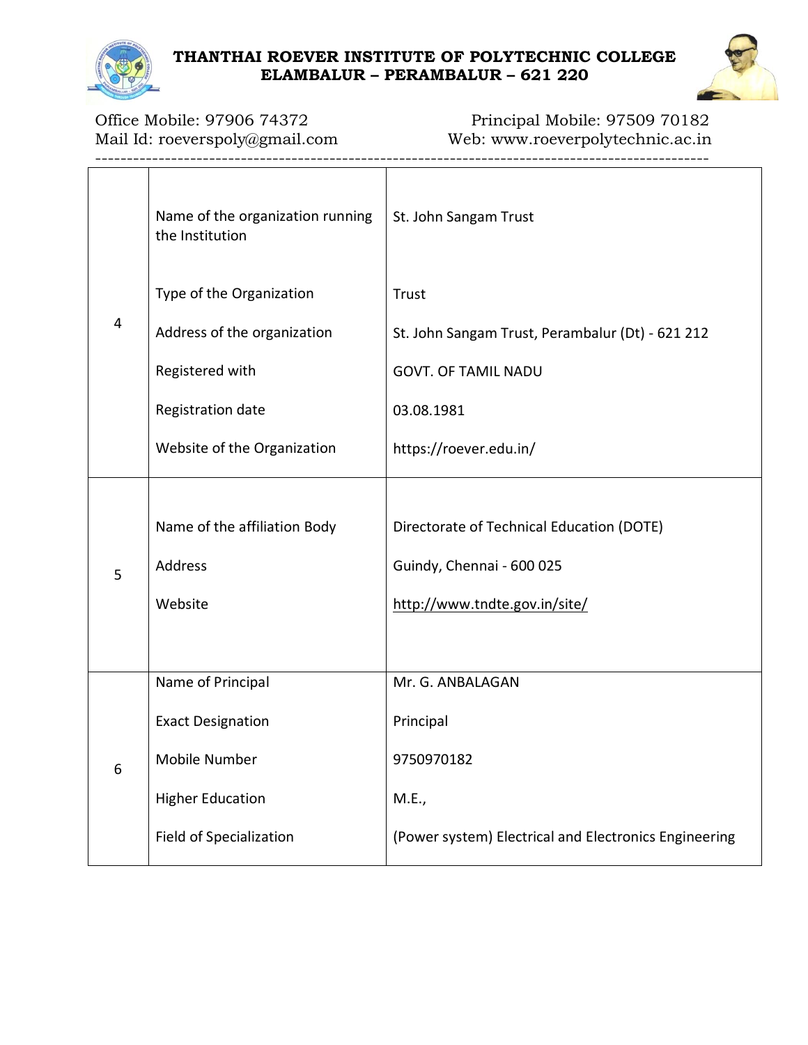| | | |
|---|---|---|
| 4 | Name of the organization running the Institution | St. John Sangam Trust |
| | Type of the Organization | Trust |
| | Address of the organization | St. John Sangam Trust, Perambalur (Dt) - 621 212 |
| | Registered with | GOVT. OF TAMIL NADU |
| | Registration date | 03.08.1981 |
| | Website of the Organization | https://roever.edu.in/ |
| 5 | Name of the affiliation Body | Directorate of Technical Education (DOTE) |
| | Address | Guindy, Chennai - 600 025 |
| | Website | http://www.tndte.gov.in/site/ |
| 6 | Name of Principal | Mr. G. ANBALAGAN |
| | Exact Designation | Principal |
| | Mobile Number | 9750970182 |
| | Higher Education | M.E., |
| | Field of Specialization | (Power system) Electrical and Electronics Engineering |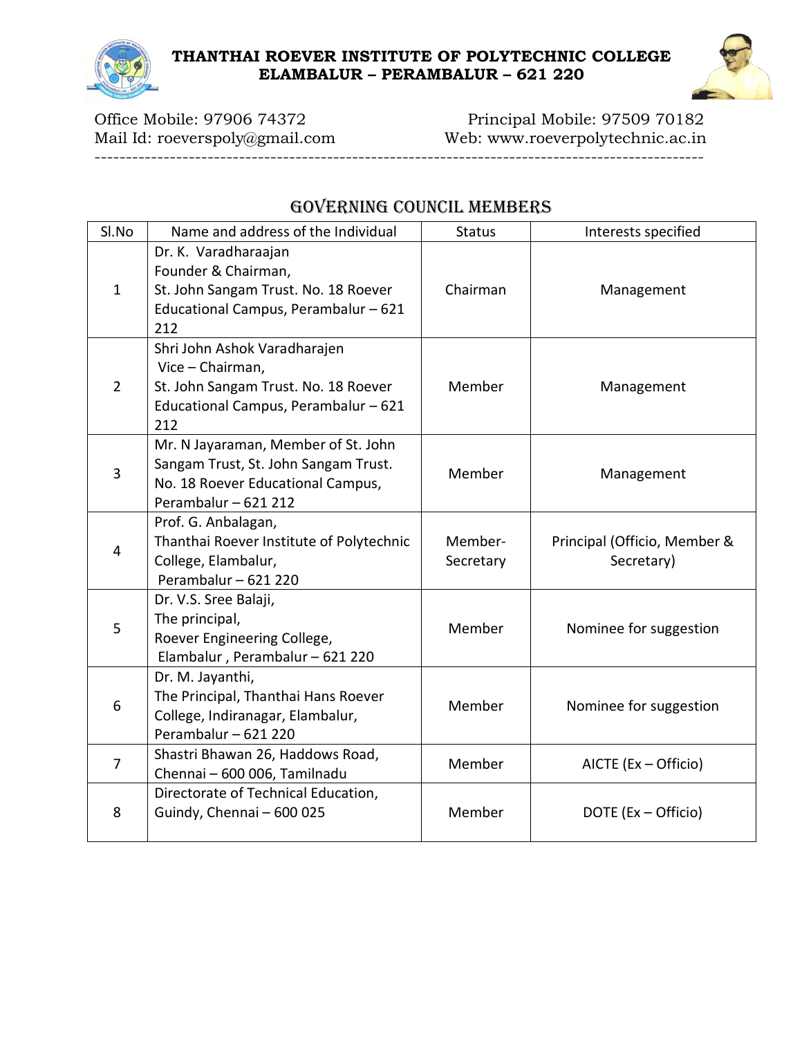**THANTHAI ROEVER INSTITUTE OF POLYTECHNIC COLLEGE**
**ELAMBALUR – PERAMBALUR – 621 220**

Office Mobile: 97906 74372 | Principal Mobile: 97509 70182
Mail Id: roeverspoly@gmail.com | Web: www.roeverpolytechnic.ac.in

## GOVERNING COUNCIL MEMBERS

| Sl.No | Name and address of the Individual | Status | Interests specified |
|---|---|---|---|
| 1 | Dr. K. Varadharaajan Founder & Chairman, St. John Sangam Trust. No. 18 Roever Educational Campus, Perambalur – 621 212 | Chairman | Management |
| 2 | Shri John Ashok Varadharajen Vice – Chairman, St. John Sangam Trust. No. 18 Roever Educational Campus, Perambalur – 621 212 | Member | Management |
| 3 | Mr. N Jayaraman, Member of St. John Sangam Trust, St. John Sangam Trust. No. 18 Roever Educational Campus, Perambalur – 621 212 | Member | Management |
| 4 | Prof. G. Anbalagan, Thanthai Roever Institute of Polytechnic College, Elambalur, Perambalur – 621 220 | Member-Secretary | Principal (Officio, Member & Secretary) |
| 5 | Dr. V.S. Sree Balaji, The principal, Roever Engineering College, Elambalur , Perambalur – 621 220 | Member | Nominee for suggestion |
| 6 | Dr. M. Jayanthi, The Principal, Thanthai Hans Roever College, Indiranagar, Elambalur, Perambalur – 621 220 | Member | Nominee for suggestion |
| 7 | Shastri Bhawan 26, Haddows Road, Chennai – 600 006, Tamilnadu | Member | AICTE (Ex – Officio) |
| 8 | Directorate of Technical Education, Guindy, Chennai – 600 025 | Member | DOTE (Ex – Officio) |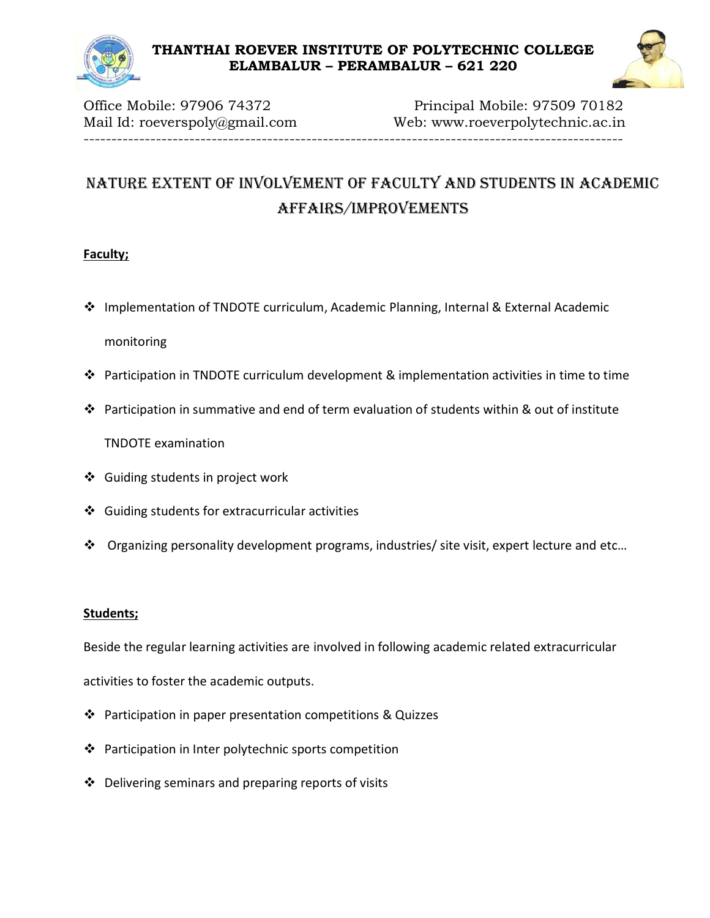**THANTHAI ROEVER INSTITUTE OF POLYTECHNIC COLLEGE**
**ELAMBALUR – PERAMBALUR – 621 220**

Office Mobile: 97906 74372 Principal Mobile: 97509 70182
Mail Id: roeverspoly@gmail.com Web: www.roeverpolytechnic.ac.in

---

# NATURE EXTENT OF INVOLVEMENT OF FACULTY AND STUDENTS IN ACADEMIC AFFAIRS/IMPROVEMENTS

**Faculty;**

- Implementation of TNDOTE curriculum, Academic Planning, Internal & External Academic monitoring
- Participation in TNDOTE curriculum development & implementation activities in time to time
- Participation in summative and end of term evaluation of students within & out of institute TNDOTE examination
- Guiding students in project work
- Guiding students for extracurricular activities
- Organizing personality development programs, industries/ site visit, expert lecture and etc…

**Students;**

Beside the regular learning activities are involved in following academic related extracurricular activities to foster the academic outputs.

- Participation in paper presentation competitions & Quizzes
- Participation in Inter polytechnic sports competition
- Delivering seminars and preparing reports of visits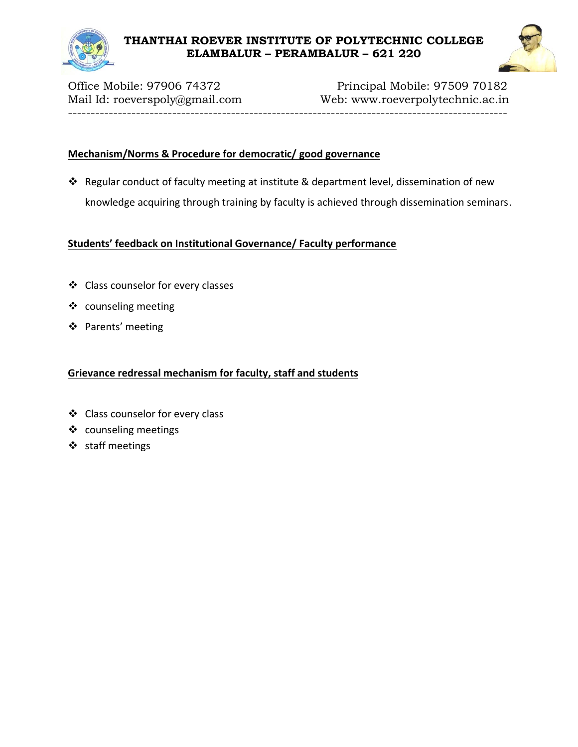**THANTHAI ROEVER INSTITUTE OF POLYTECHNIC COLLEGE**
**ELAMBALUR – PERAMBALUR – 621 220**

Office Mobile: 97906 74372 Principal Mobile: 97509 70182
Mail Id: roeverspoly@gmail.com Web: www.roeverpolytechnic.ac.in

---

## Mechanism/Norms & Procedure for democratic/ good governance

- Regular conduct of faculty meeting at institute & department level, dissemination of new knowledge acquiring through training by faculty is achieved through dissemination seminars.

## Students' feedback on Institutional Governance/ Faculty performance

- Class counselor for every classes
- counseling meeting
- Parents' meeting

## Grievance redressal mechanism for faculty, staff and students

- Class counselor for every class
- counseling meetings
- staff meetings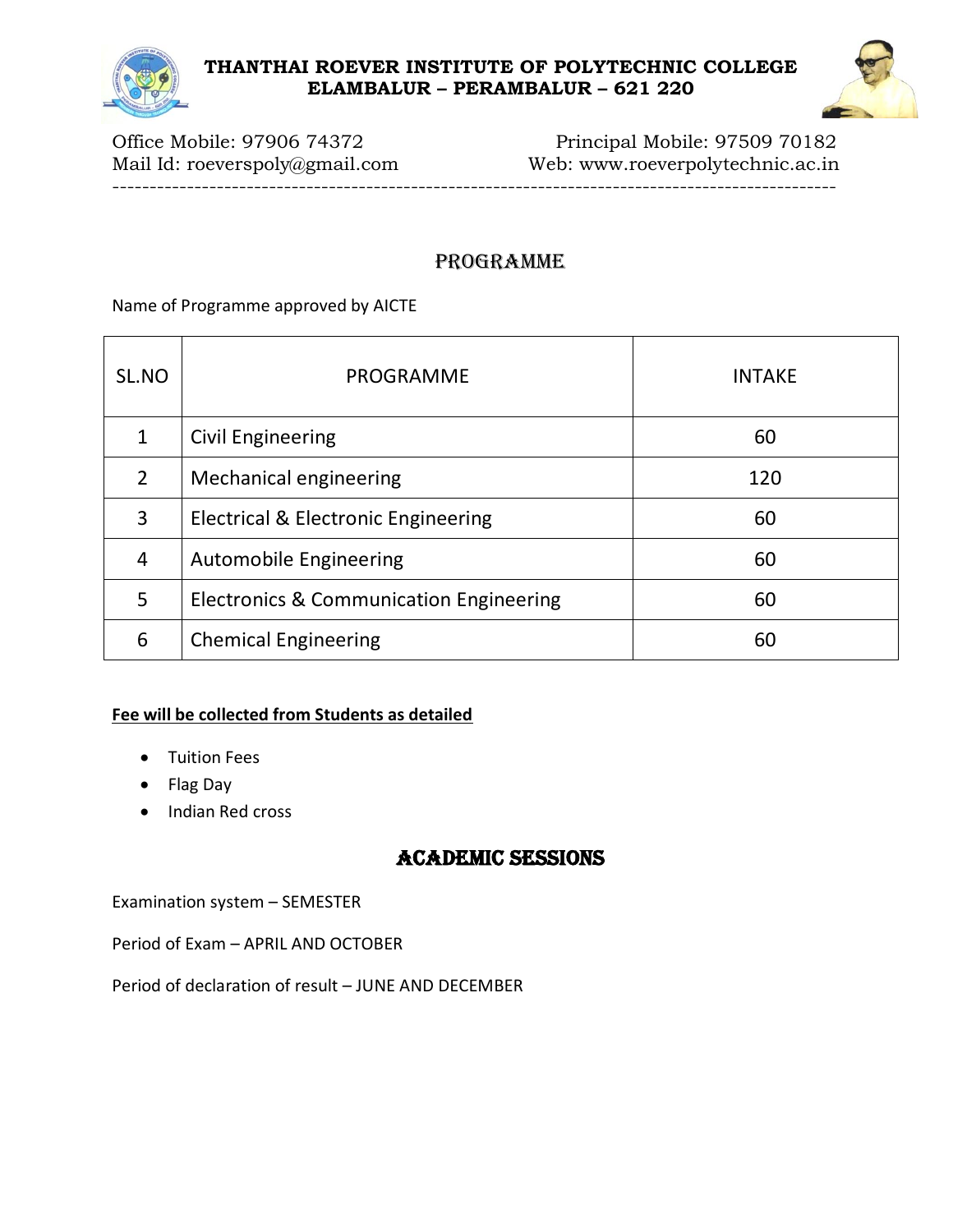**THANTHAI ROEVER INSTITUTE OF POLYTECHNIC COLLEGE**
**ELAMBALUR – PERAMBALUR – 621 220**

Office Mobile: 97906 74372 Principal Mobile: 97509 70182
Mail Id: roeverspoly@gmail.com Web: www.roeverpolytechnic.ac.in

---

## PROGRAMME

Name of Programme approved by AICTE

| SL.NO | PROGRAMME | INTAKE |
|---|---|---|
| 1 | Civil Engineering | 60 |
| 2 | Mechanical engineering | 120 |
| 3 | Electrical & Electronic Engineering | 60 |
| 4 | Automobile Engineering | 60 |
| 5 | Electronics & Communication Engineering | 60 |
| 6 | Chemical Engineering | 60 |

**Fee will be collected from Students as detailed**

- Tuition Fees
- Flag Day
- Indian Red cross

## ACADEMIC SESSIONS

Examination system – SEMESTER

Period of Exam – APRIL AND OCTOBER

Period of declaration of result – JUNE AND DECEMBER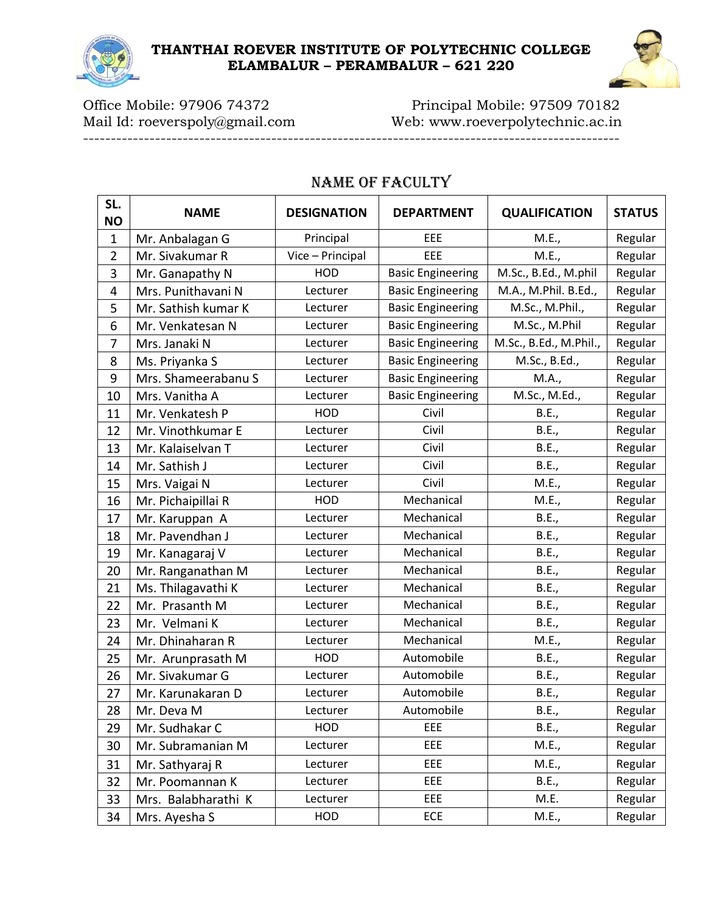# THANTHAI ROEVER INSTITUTE OF POLYTECHNIC COLLEGE
## ELAMBALUR – PERAMBALUR – 621 220

Office Mobile: 97906 74372 Principal Mobile: 97509 70182
Mail Id: roeverspoly@gmail.com Web: www.roeverpolytechnic.ac.in

---

## NAME OF FACULTY

| SL. NO | NAME | DESIGNATION | DEPARTMENT | QUALIFICATION | STATUS |
|---|---|---|---|---|---|
| 1 | Mr. Anbalagan G | Principal | EEE | M.E., | Regular |
| 2 | Mr. Sivakumar R | Vice – Principal | EEE | M.E., | Regular |
| 3 | Mr. Ganapathy N | HOD | Basic Engineering | M.Sc., B.Ed., M.phil | Regular |
| 4 | Mrs. Punithavani N | Lecturer | Basic Engineering | M.A., M.Phil. B.Ed., | Regular |
| 5 | Mr. Sathish kumar K | Lecturer | Basic Engineering | M.Sc., M.Phil., | Regular |
| 6 | Mr. Venkatesan N | Lecturer | Basic Engineering | M.Sc., M.Phil | Regular |
| 7 | Mrs. Janaki N | Lecturer | Basic Engineering | M.Sc., B.Ed., M.Phil., | Regular |
| 8 | Ms. Priyanka S | Lecturer | Basic Engineering | M.Sc., B.Ed., | Regular |
| 9 | Mrs. Shameerabanu S | Lecturer | Basic Engineering | M.A., | Regular |
| 10 | Mrs. Vanitha A | Lecturer | Basic Engineering | M.Sc., M.Ed., | Regular |
| 11 | Mr. Venkatesh P | HOD | Civil | B.E., | Regular |
| 12 | Mr. Vinothkumar E | Lecturer | Civil | B.E., | Regular |
| 13 | Mr. Kalaiselvan T | Lecturer | Civil | B.E., | Regular |
| 14 | Mr. Sathish J | Lecturer | Civil | B.E., | Regular |
| 15 | Mrs. Vaigai N | Lecturer | Civil | M.E., | Regular |
| 16 | Mr. Pichaipillai R | HOD | Mechanical | M.E., | Regular |
| 17 | Mr. Karuppan A | Lecturer | Mechanical | B.E., | Regular |
| 18 | Mr. Pavendhan J | Lecturer | Mechanical | B.E., | Regular |
| 19 | Mr. Kanagaraj V | Lecturer | Mechanical | B.E., | Regular |
| 20 | Mr. Ranganathan M | Lecturer | Mechanical | B.E., | Regular |
| 21 | Ms. Thilagavathi K | Lecturer | Mechanical | B.E., | Regular |
| 22 | Mr. Prasanth M | Lecturer | Mechanical | B.E., | Regular |
| 23 | Mr. Velmani K | Lecturer | Mechanical | B.E., | Regular |
| 24 | Mr. Dhinaharan R | Lecturer | Mechanical | M.E., | Regular |
| 25 | Mr. Arunprasath M | HOD | Automobile | B.E., | Regular |
| 26 | Mr. Sivakumar G | Lecturer | Automobile | B.E., | Regular |
| 27 | Mr. Karunakaran D | Lecturer | Automobile | B.E., | Regular |
| 28 | Mr. Deva M | Lecturer | Automobile | B.E., | Regular |
| 29 | Mr. Sudhakar C | HOD | EEE | B.E., | Regular |
| 30 | Mr. Subramanian M | Lecturer | EEE | M.E., | Regular |
| 31 | Mr. Sathyaraj R | Lecturer | EEE | M.E., | Regular |
| 32 | Mr. Poomannan K | Lecturer | EEE | B.E., | Regular |
| 33 | Mrs. Balabharathi K | Lecturer | EEE | M.E. | Regular |
| 34 | Mrs. Ayesha S | HOD | ECE | M.E., | Regular |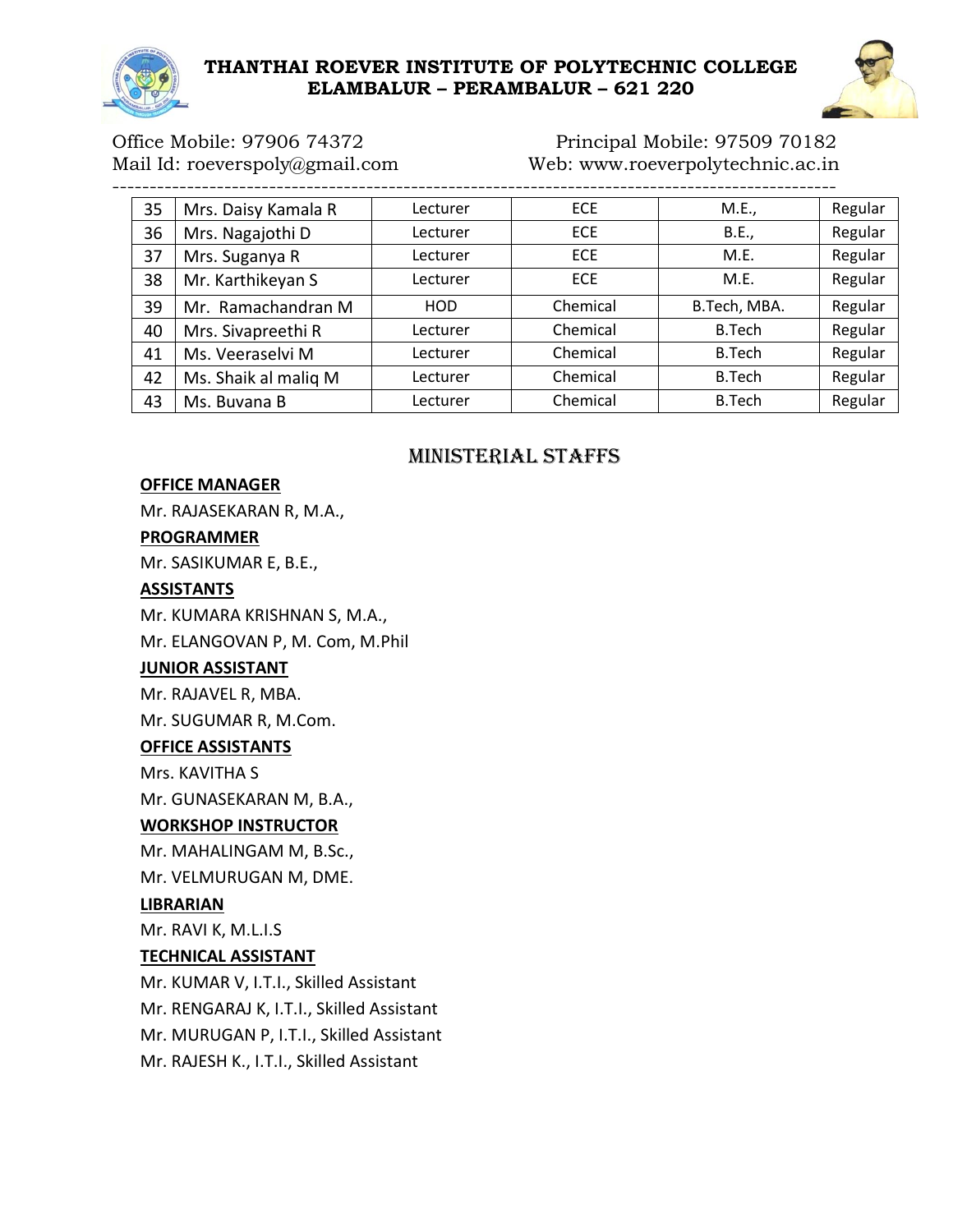| 35 | Mrs. Daisy Kamala R | Lecturer | ECE | M.E., | Regular |
|---|---|---|---|---|---|
| 36 | Mrs. Nagajothi D | Lecturer | ECE | B.E., | Regular |
| 37 | Mrs. Suganya R | Lecturer | ECE | M.E. | Regular |
| 38 | Mr. Karthikeyan S | Lecturer | ECE | M.E. | Regular |
| 39 | Mr. Ramachandran M | HOD | Chemical | B.Tech, MBA. | Regular |
| 40 | Mrs. Sivapreethi R | Lecturer | Chemical | B.Tech | Regular |
| 41 | Ms. Veeraselvi M | Lecturer | Chemical | B.Tech | Regular |
| 42 | Ms. Shaik al maliq M | Lecturer | Chemical | B.Tech | Regular |
| 43 | Ms. Buvana B | Lecturer | Chemical | B.Tech | Regular |

## MINISTERIAL STAFFS

**OFFICE MANAGER**

Mr. RAJASEKARAN R, M.A.,

**PROGRAMMER**

Mr. SASIKUMAR E, B.E.,

**ASSISTANTS**

Mr. KUMARA KRISHNAN S, M.A.,

Mr. ELANGOVAN P, M. Com, M.Phil

**JUNIOR ASSISTANT**

Mr. RAJAVEL R, MBA.

Mr. SUGUMAR R, M.Com.

**OFFICE ASSISTANTS**

Mrs. KAVITHA S

Mr. GUNASEKARAN M, B.A.,

**WORKSHOP INSTRUCTOR**

Mr. MAHALINGAM M, B.Sc.,

Mr. VELMURUGAN M, DME.

**LIBRARIAN**

Mr. RAVI K, M.L.I.S

**TECHNICAL ASSISTANT**

Mr. KUMAR V, I.T.I., Skilled Assistant

Mr. RENGARAJ K, I.T.I., Skilled Assistant

Mr. MURUGAN P, I.T.I., Skilled Assistant

Mr. RAJESH K., I.T.I., Skilled Assistant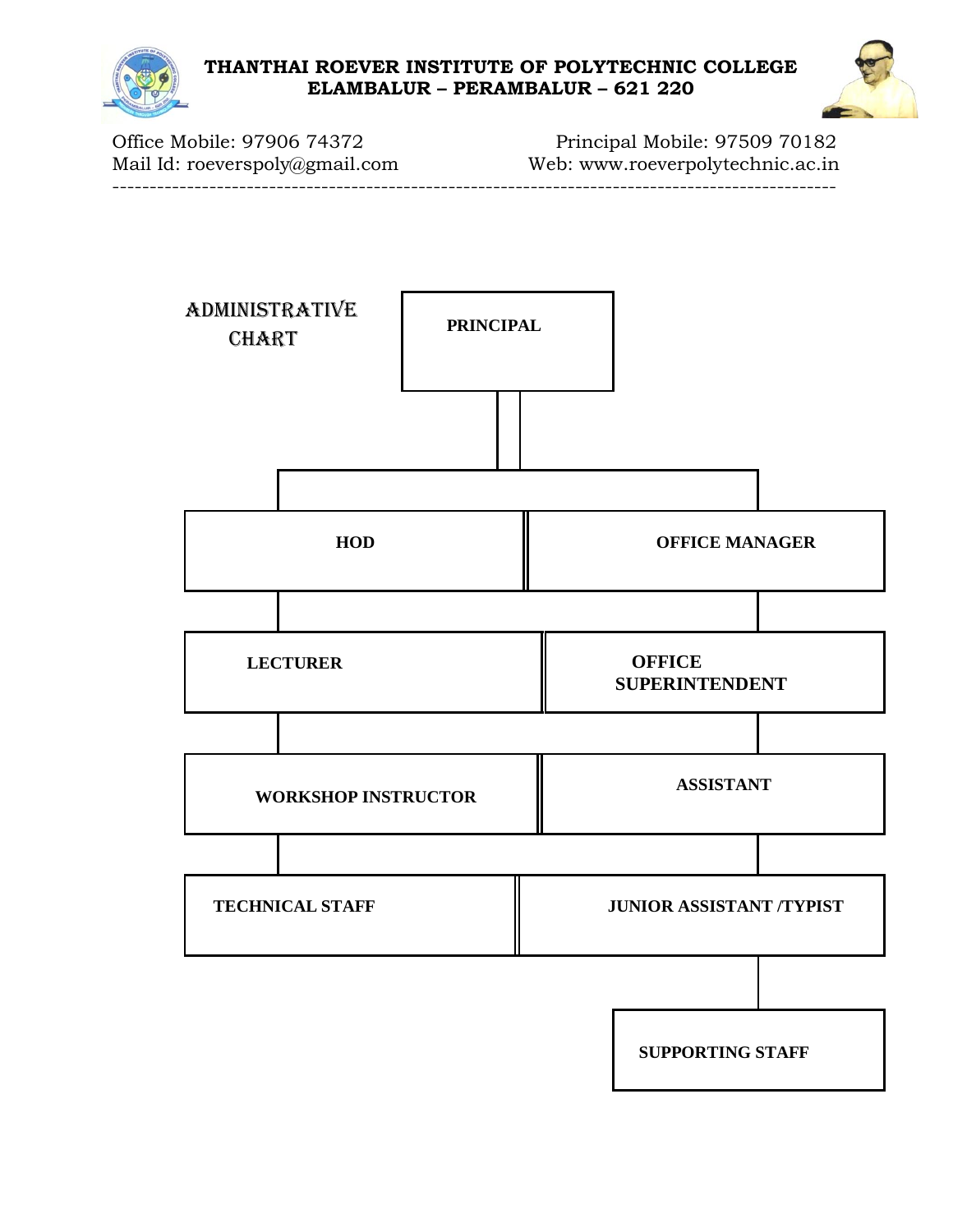**THANTHAI ROEVER INSTITUTE OF POLYTECHNIC COLLEGE**
**ELAMBALUR – PERAMBALUR – 621 220**

Office Mobile: 97906 74372 Principal Mobile: 97509 70182
Mail Id: roeverspoly@gmail.com Web: www.roeverpolytechnic.ac.in

---

## ADMINISTRATIVE CHART

**PRINCIPAL**

**HOD**

**OFFICE MANAGER**

**LECTURER**

**OFFICE SUPERINTENDENT**

**WORKSHOP INSTRUCTOR**

**ASSISTANT**

**TECHNICAL STAFF**

**JUNIOR ASSISTANT /TYPIST**

**SUPPORTING STAFF**